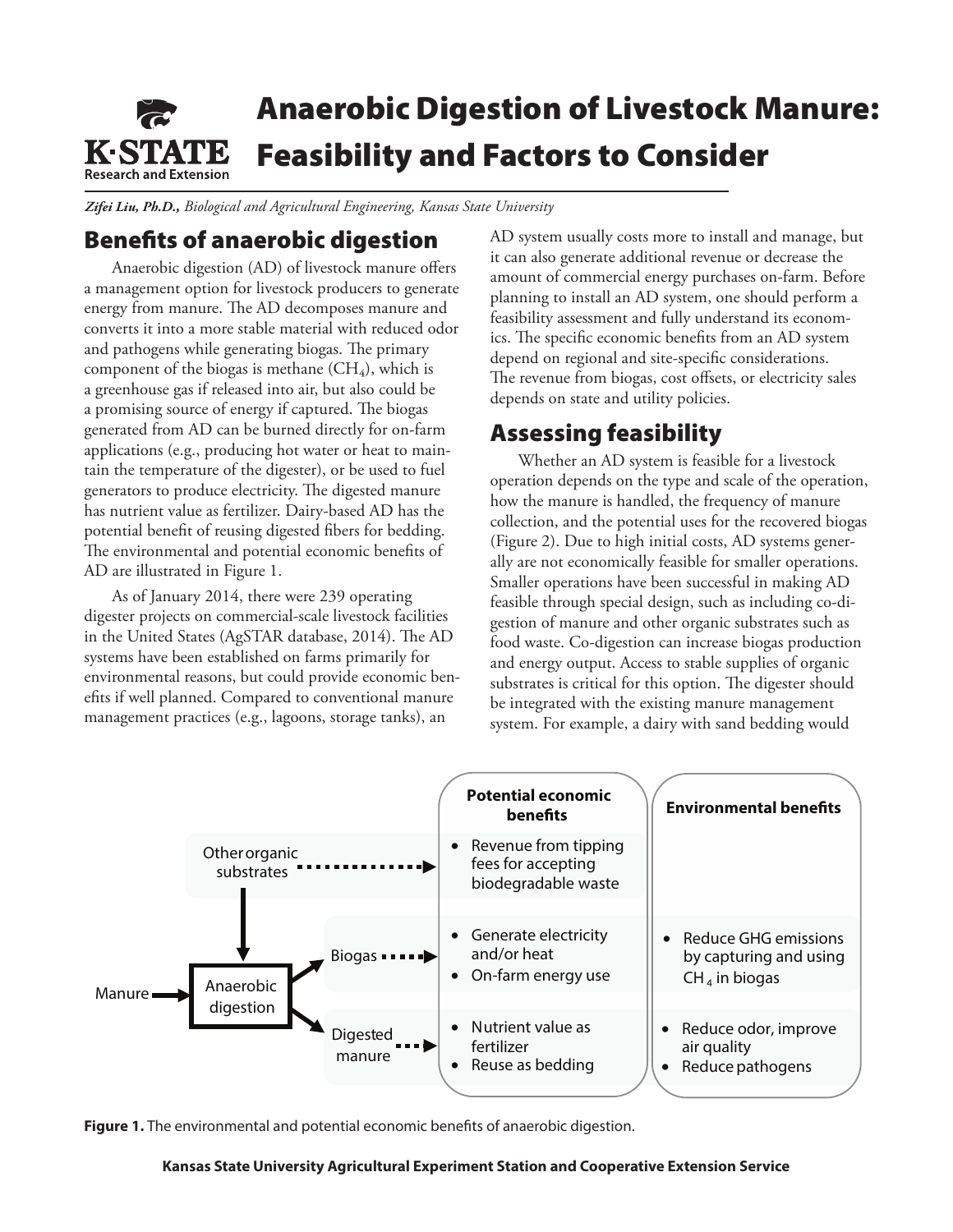# Anaerobic Digestion of Livestock Manure: Feasibility and Factors to Consider

***Zifei Liu, Ph.D.,*** *Biological and Agricultural Engineering, Kansas State University*

## Benefits of anaerobic digestion

Anaerobic digestion (AD) of livestock manure offers a management option for livestock producers to generate energy from manure. The AD decomposes manure and converts it into a more stable material with reduced odor and pathogens while generating biogas. The primary component of the biogas is methane ($CH_4$), which is a greenhouse gas if released into air, but also could be a promising source of energy if captured. The biogas generated from AD can be burned directly for on-farm applications (e.g., producing hot water or heat to maintain the temperature of the digester), or be used to fuel generators to produce electricity. The digested manure has nutrient value as fertilizer. Dairy-based AD has the potential benefit of reusing digested fibers for bedding. The environmental and potential economic benefits of AD are illustrated in Figure 1.

As of January 2014, there were 239 operating digester projects on commercial-scale livestock facilities in the United States (AgSTAR database, 2014). The AD systems have been established on farms primarily for environmental reasons, but could provide economic benefits if well planned. Compared to conventional manure management practices (e.g., lagoons, storage tanks), an AD system usually costs more to install and manage, but it can also generate additional revenue or decrease the amount of commercial energy purchases on-farm. Before planning to install an AD system, one should perform a feasibility assessment and fully understand its economics. The specific economic benefits from an AD system depend on regional and site-specific considerations. The revenue from biogas, cost offsets, or electricity sales depends on state and utility policies.

## Assessing feasibility

Whether an AD system is feasible for a livestock operation depends on the type and scale of the operation, how the manure is handled, the frequency of manure collection, and the potential uses for the recovered biogas (Figure 2). Due to high initial costs, AD systems generally are not economically feasible for smaller operations. Smaller operations have been successful in making AD feasible through special design, such as including co-digestion of manure and other organic substrates such as food waste. Co-digestion can increase biogas production and energy output. Access to stable supplies of organic substrates is critical for this option. The digester should be integrated with the existing manure management system. For example, a dairy with sand bedding would

| | Potential economic benefits | Environmental benefits |
|---|---|---|
| Other organic substrates | • Revenue from tipping fees for accepting biodegradable waste | |
| Biogas | • Generate electricity and/or heat<br>• On-farm energy use | • Reduce GHG emissions by capturing and using $CH_4$ in biogas |
| Digested manure | • Nutrient value as fertilizer<br>• Reuse as bedding | • Reduce odor, improve air quality<br>• Reduce pathogens |

Manure → Anaerobic digestion (with other organic substrates) → Biogas; Digested manure

**Figure 1.** The environmental and potential economic benefits of anaerobic digestion.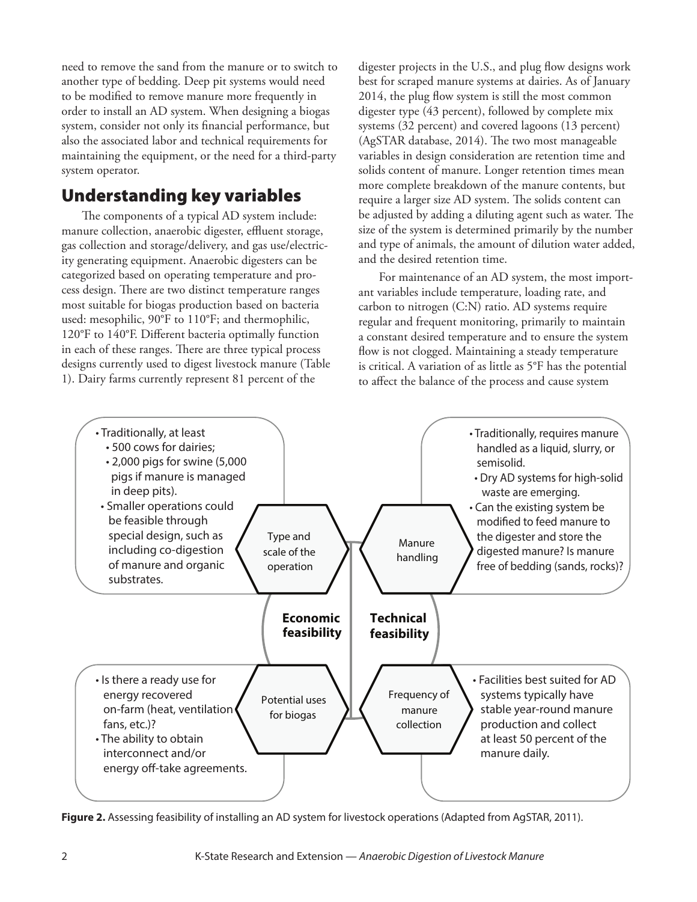need to remove the sand from the manure or to switch to another type of bedding. Deep pit systems would need to be modified to remove manure more frequently in order to install an AD system. When designing a biogas system, consider not only its financial performance, but also the associated labor and technical requirements for maintaining the equipment, or the need for a third-party system operator.

## Understanding key variables

The components of a typical AD system include: manure collection, anaerobic digester, effluent storage, gas collection and storage/delivery, and gas use/electricity generating equipment. Anaerobic digesters can be categorized based on operating temperature and process design. There are two distinct temperature ranges most suitable for biogas production based on bacteria used: mesophilic, 90°F to 110°F; and thermophilic, 120°F to 140°F. Different bacteria optimally function in each of these ranges. There are three typical process designs currently used to digest livestock manure (Table 1). Dairy farms currently represent 81 percent of the digester projects in the U.S., and plug flow designs work best for scraped manure systems at dairies. As of January 2014, the plug flow system is still the most common digester type (43 percent), followed by complete mix systems (32 percent) and covered lagoons (13 percent) (AgSTAR database, 2014). The two most manageable variables in design consideration are retention time and solids content of manure. Longer retention times mean more complete breakdown of the manure contents, but require a larger size AD system. The solids content can be adjusted by adding a diluting agent such as water. The size of the system is determined primarily by the number and type of animals, the amount of dilution water added, and the desired retention time.

For maintenance of an AD system, the most important variables include temperature, loading rate, and carbon to nitrogen (C:N) ratio. AD systems require regular and frequent monitoring, primarily to maintain a constant desired temperature and to ensure the system flow is not clogged. Maintaining a steady temperature is critical. A variation of as little as 5°F has the potential to affect the balance of the process and cause system

**Economic feasibility**

**Type and scale of the operation**

- Traditionally, at least
  - 500 cows for dairies;
  - 2,000 pigs for swine (5,000 pigs if manure is managed in deep pits).
- Smaller operations could be feasible through special design, such as including co-digestion of manure and organic substrates.

**Potential uses for biogas**

- Is there a ready use for energy recovered on-farm (heat, ventilation fans, etc.)?
- The ability to obtain interconnect and/or energy off-take agreements.

**Technical feasibility**

**Manure handling**

- Traditionally, requires manure handled as a liquid, slurry, or semisolid.
  - Dry AD systems for high-solid waste are emerging.
- Can the existing system be modified to feed manure to the digester and store the digested manure? Is manure free of bedding (sands, rocks)?

**Frequency of manure collection**

- Facilities best suited for AD systems typically have stable year-round manure production and collect at least 50 percent of the manure daily.

**Figure 2.** Assessing feasibility of installing an AD system for livestock operations (Adapted from AgSTAR, 2011).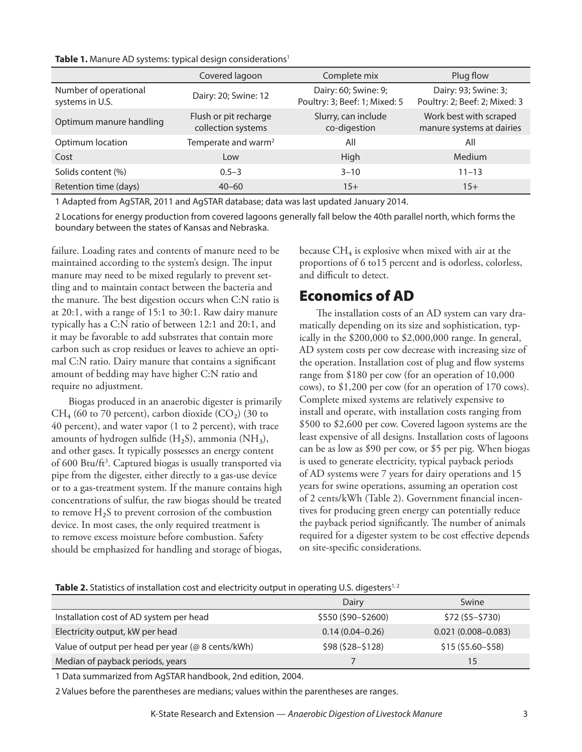**Table 1.** Manure AD systems: typical design considerations[1]

| | Covered lagoon | Complete mix | Plug flow |
|---|---|---|---|
| Number of operational systems in U.S. | Dairy: 20; Swine: 12 | Dairy: 60; Swine: 9; Poultry: 3; Beef: 1; Mixed: 5 | Dairy: 93; Swine: 3; Poultry: 2; Beef: 2; Mixed: 3 |
| Optimum manure handling | Flush or pit recharge collection systems | Slurry, can include co-digestion | Work best with scraped manure systems at dairies |
| Optimum location | Temperate and warm[2] | All | All |
| Cost | Low | High | Medium |
| Solids content (%) | 0.5–3 | 3–10 | 11–13 |
| Retention time (days) | 40–60 | 15+ | 15+ |

1 Adapted from AgSTAR, 2011 and AgSTAR database; data was last updated January 2014.

2 Locations for energy production from covered lagoons generally fall below the 40th parallel north, which forms the boundary between the states of Kansas and Nebraska.

failure. Loading rates and contents of manure need to be maintained according to the system's design. The input manure may need to be mixed regularly to prevent settling and to maintain contact between the bacteria and the manure. The best digestion occurs when C:N ratio is at 20:1, with a range of 15:1 to 30:1. Raw dairy manure typically has a C:N ratio of between 12:1 and 20:1, and it may be favorable to add substrates that contain more carbon such as crop residues or leaves to achieve an optimal C:N ratio. Dairy manure that contains a significant amount of bedding may have higher C:N ratio and require no adjustment.

Biogas produced in an anaerobic digester is primarily $CH_4$ (60 to 70 percent), carbon dioxide ($CO_2$) (30 to 40 percent), and water vapor (1 to 2 percent), with trace amounts of hydrogen sulfide ($H_2S$), ammonia ($NH_3$), and other gases. It typically possesses an energy content of 600 Btu/ft$^3$. Captured biogas is usually transported via pipe from the digester, either directly to a gas-use device or to a gas-treatment system. If the manure contains high concentrations of sulfur, the raw biogas should be treated to remove $H_2S$ to prevent corrosion of the combustion device. In most cases, the only required treatment is to remove excess moisture before combustion. Safety should be emphasized for handling and storage of biogas, because $CH_4$ is explosive when mixed with air at the proportions of 6 to15 percent and is odorless, colorless, and difficult to detect.

## Economics of AD

The installation costs of an AD system can vary dramatically depending on its size and sophistication, typically in the \$200,000 to \$2,000,000 range. In general, AD system costs per cow decrease with increasing size of the operation. Installation cost of plug and flow systems range from \$180 per cow (for an operation of 10,000 cows), to \$1,200 per cow (for an operation of 170 cows). Complete mixed systems are relatively expensive to install and operate, with installation costs ranging from \$500 to \$2,600 per cow. Covered lagoon systems are the least expensive of all designs. Installation costs of lagoons can be as low as \$90 per cow, or \$5 per pig. When biogas is used to generate electricity, typical payback periods of AD systems were 7 years for dairy operations and 15 years for swine operations, assuming an operation cost of 2 cents/kWh (Table 2). Government financial incentives for producing green energy can potentially reduce the payback period significantly. The number of animals required for a digester system to be cost effective depends on site-specific considerations.

**Table 2.** Statistics of installation cost and electricity output in operating U.S. digesters[1,2]

| | Dairy | Swine |
|---|---|---|
| Installation cost of AD system per head | \$550 (\$90–\$2600) | \$72 (\$5–\$730) |
| Electricity output, kW per head | 0.14 (0.04–0.26) | 0.021 (0.008–0.083) |
| Value of output per head per year (@ 8 cents/kWh) | \$98 (\$28–\$128) | \$15 (\$5.60–\$58) |
| Median of payback periods, years | 7 | 15 |

1 Data summarized from AgSTAR handbook, 2nd edition, 2004.

2 Values before the parentheses are medians; values within the parentheses are ranges.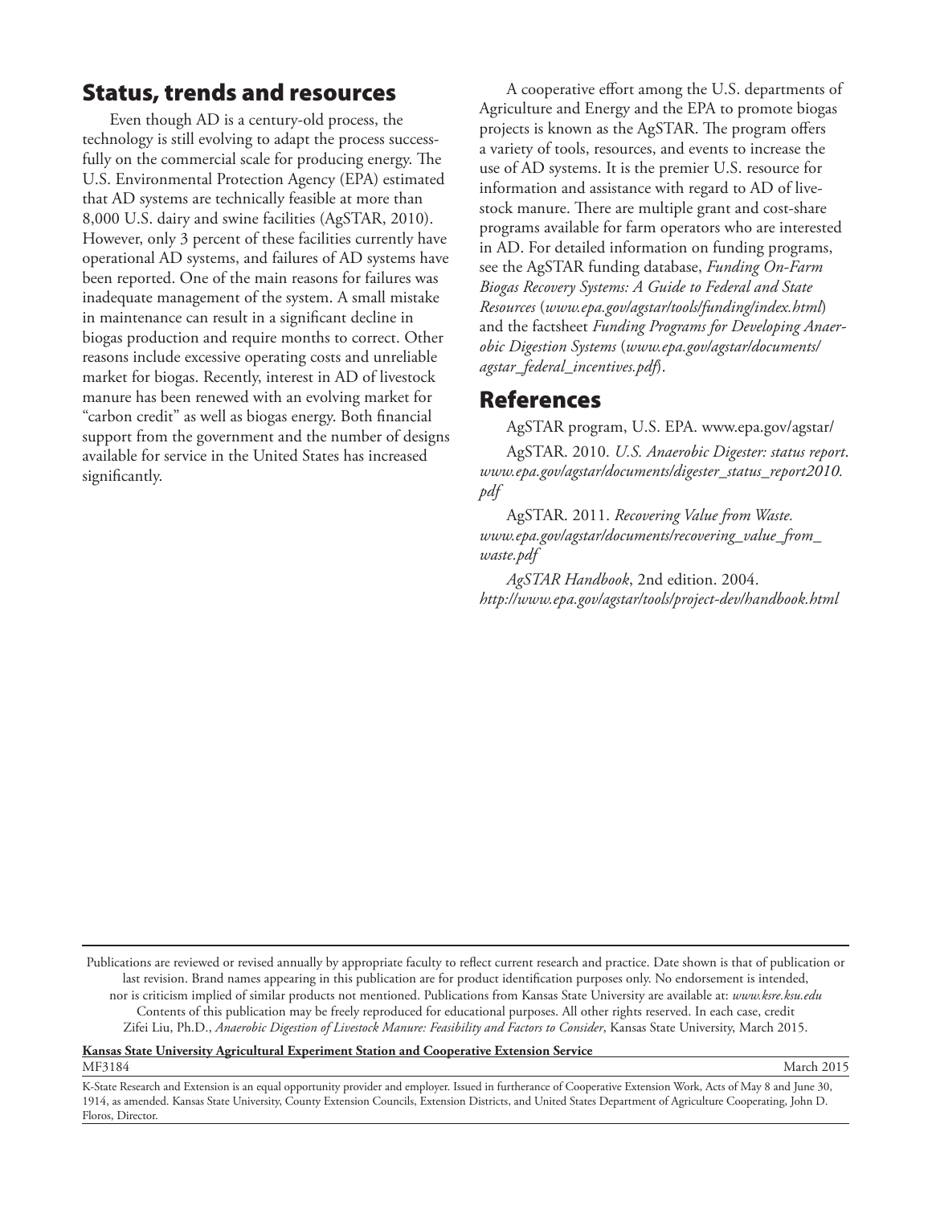## Status, trends and resources

Even though AD is a century-old process, the technology is still evolving to adapt the process successfully on the commercial scale for producing energy. The U.S. Environmental Protection Agency (EPA) estimated that AD systems are technically feasible at more than 8,000 U.S. dairy and swine facilities (AgSTAR, 2010). However, only 3 percent of these facilities currently have operational AD systems, and failures of AD systems have been reported. One of the main reasons for failures was inadequate management of the system. A small mistake in maintenance can result in a significant decline in biogas production and require months to correct. Other reasons include excessive operating costs and unreliable market for biogas. Recently, interest in AD of livestock manure has been renewed with an evolving market for "carbon credit" as well as biogas energy. Both financial support from the government and the number of designs available for service in the United States has increased significantly.

A cooperative effort among the U.S. departments of Agriculture and Energy and the EPA to promote biogas projects is known as the AgSTAR. The program offers a variety of tools, resources, and events to increase the use of AD systems. It is the premier U.S. resource for information and assistance with regard to AD of livestock manure. There are multiple grant and cost-share programs available for farm operators who are interested in AD. For detailed information on funding programs, see the AgSTAR funding database, *Funding On-Farm Biogas Recovery Systems: A Guide to Federal and State Resources* (*www.epa.gov/agstar/tools/funding/index.html*) and the factsheet *Funding Programs for Developing Anaerobic Digestion Systems* (*www.epa.gov/agstar/documents/agstar_federal_incentives.pdf*).

## References

AgSTAR program, U.S. EPA. www.epa.gov/agstar/

AgSTAR. 2010. *U.S. Anaerobic Digester: status report*. *www.epa.gov/agstar/documents/digester_status_report2010.pdf*

AgSTAR. 2011. *Recovering Value from Waste. www.epa.gov/agstar/documents/recovering_value_from_waste.pdf*

*AgSTAR Handbook*, 2nd edition. 2004. *http://www.epa.gov/agstar/tools/project-dev/handbook.html*

---

Publications are reviewed or revised annually by appropriate faculty to reflect current research and practice. Date shown is that of publication or last revision. Brand names appearing in this publication are for product identification purposes only. No endorsement is intended, nor is criticism implied of similar products not mentioned. Publications from Kansas State University are available at: *www.ksre.ksu.edu*
Contents of this publication may be freely reproduced for educational purposes. All other rights reserved. In each case, credit Zifei Liu, Ph.D., *Anaerobic Digestion of Livestock Manure: Feasibility and Factors to Consider*, Kansas State University, March 2015.

**Kansas State University Agricultural Experiment Station and Cooperative Extension Service**

MF3184 March 2015

K-State Research and Extension is an equal opportunity provider and employer. Issued in furtherance of Cooperative Extension Work, Acts of May 8 and June 30, 1914, as amended. Kansas State University, County Extension Councils, Extension Districts, and United States Department of Agriculture Cooperating, John D. Floros, Director.